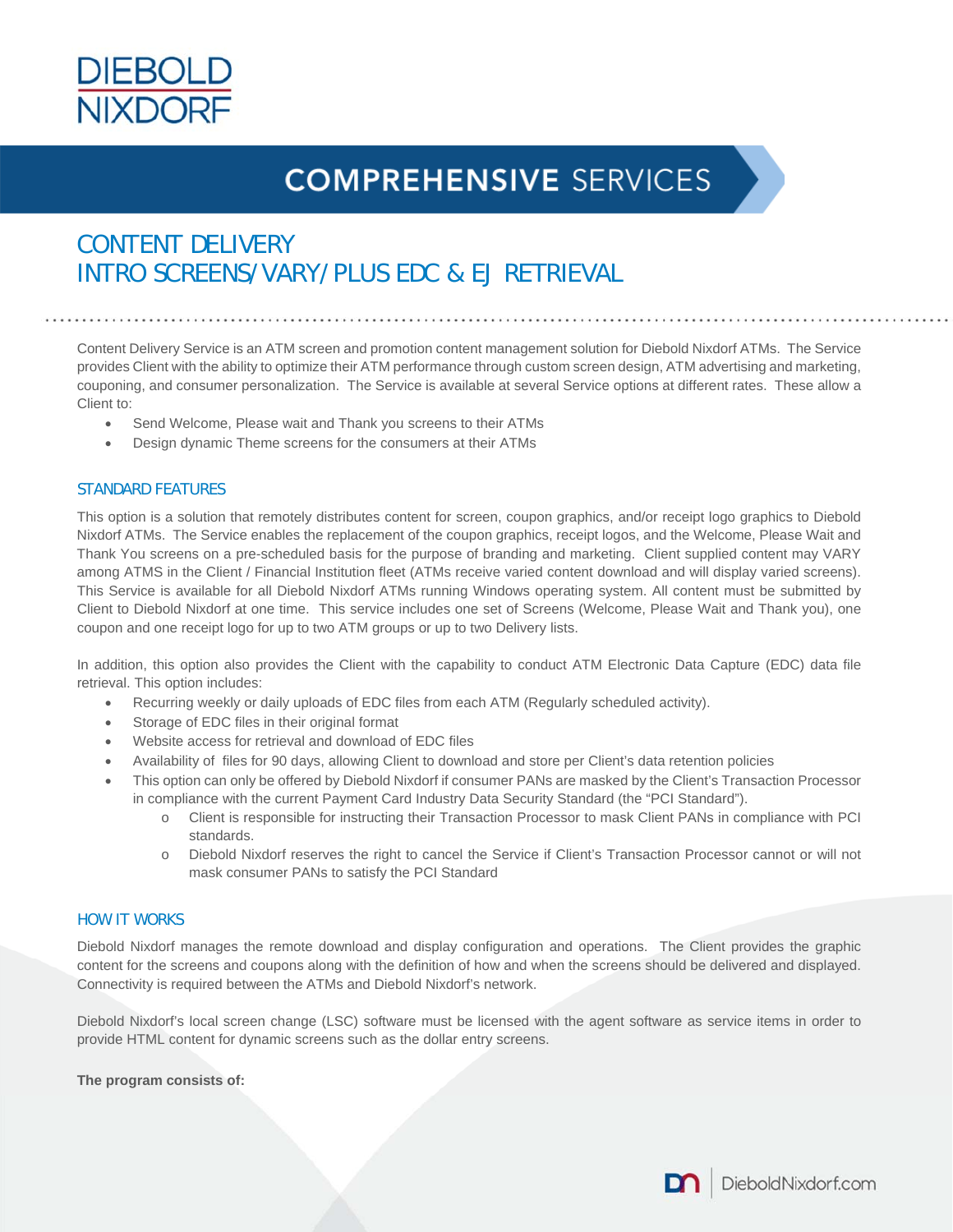# DIEBOLD NIXDORF

## COMPREHENSIVE SERVICES

# CONTENT DELIVERY
# INTRO SCREENS/VARY/PLUS EDC & EJ RETRIEVAL

Content Delivery Service is an ATM screen and promotion content management solution for Diebold Nixdorf ATMs. The Service provides Client with the ability to optimize their ATM performance through custom screen design, ATM advertising and marketing, couponing, and consumer personalization. The Service is available at several Service options at different rates. These allow a Client to:

- Send Welcome, Please wait and Thank you screens to their ATMs
- Design dynamic Theme screens for the consumers at their ATMs

## STANDARD FEATURES

This option is a solution that remotely distributes content for screen, coupon graphics, and/or receipt logo graphics to Diebold Nixdorf ATMs. The Service enables the replacement of the coupon graphics, receipt logos, and the Welcome, Please Wait and Thank You screens on a pre-scheduled basis for the purpose of branding and marketing. Client supplied content may VARY among ATMS in the Client / Financial Institution fleet (ATMs receive varied content download and will display varied screens). This Service is available for all Diebold Nixdorf ATMs running Windows operating system. All content must be submitted by Client to Diebold Nixdorf at one time. This service includes one set of Screens (Welcome, Please Wait and Thank you), one coupon and one receipt logo for up to two ATM groups or up to two Delivery lists.

In addition, this option also provides the Client with the capability to conduct ATM Electronic Data Capture (EDC) data file retrieval. This option includes:

- Recurring weekly or daily uploads of EDC files from each ATM (Regularly scheduled activity).
- Storage of EDC files in their original format
- Website access for retrieval and download of EDC files
- Availability of files for 90 days, allowing Client to download and store per Client's data retention policies
- This option can only be offered by Diebold Nixdorf if consumer PANs are masked by the Client's Transaction Processor in compliance with the current Payment Card Industry Data Security Standard (the "PCI Standard").
  - Client is responsible for instructing their Transaction Processor to mask Client PANs in compliance with PCI standards.
  - Diebold Nixdorf reserves the right to cancel the Service if Client's Transaction Processor cannot or will not mask consumer PANs to satisfy the PCI Standard

## HOW IT WORKS

Diebold Nixdorf manages the remote download and display configuration and operations. The Client provides the graphic content for the screens and coupons along with the definition of how and when the screens should be delivered and displayed. Connectivity is required between the ATMs and Diebold Nixdorf's network.

Diebold Nixdorf's local screen change (LSC) software must be licensed with the agent software as service items in order to provide HTML content for dynamic screens such as the dollar entry screens.

**The program consists of:**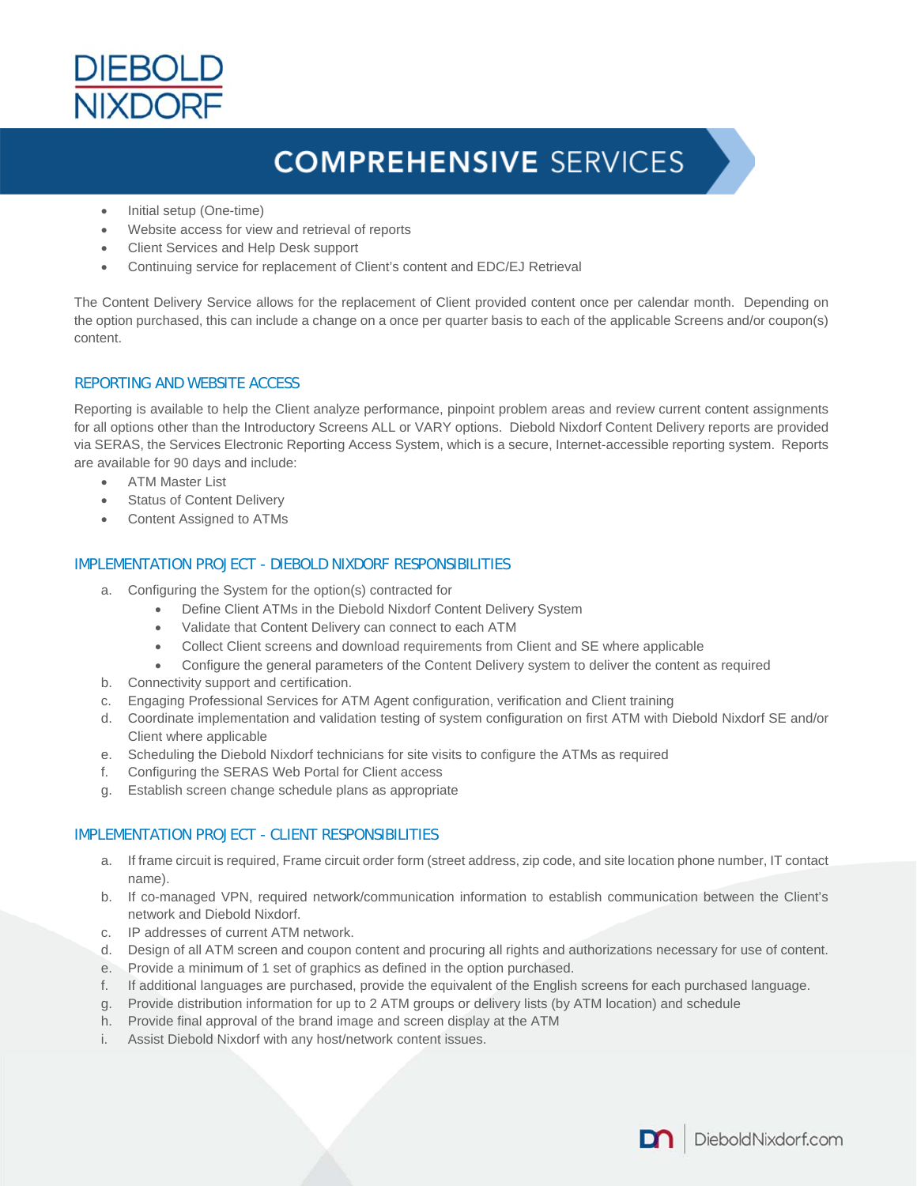- Initial setup (One-time)
- Website access for view and retrieval of reports
- Client Services and Help Desk support
- Continuing service for replacement of Client's content and EDC/EJ Retrieval

The Content Delivery Service allows for the replacement of Client provided content once per calendar month. Depending on the option purchased, this can include a change on a once per quarter basis to each of the applicable Screens and/or coupon(s) content.

## REPORTING AND WEBSITE ACCESS

Reporting is available to help the Client analyze performance, pinpoint problem areas and review current content assignments for all options other than the Introductory Screens ALL or VARY options. Diebold Nixdorf Content Delivery reports are provided via SERAS, the Services Electronic Reporting Access System, which is a secure, Internet-accessible reporting system. Reports are available for 90 days and include:

- ATM Master List
- Status of Content Delivery
- Content Assigned to ATMs

## IMPLEMENTATION PROJECT - DIEBOLD NIXDORF RESPONSIBILITIES

a. Configuring the System for the option(s) contracted for
    - Define Client ATMs in the Diebold Nixdorf Content Delivery System
    - Validate that Content Delivery can connect to each ATM
    - Collect Client screens and download requirements from Client and SE where applicable
    - Configure the general parameters of the Content Delivery system to deliver the content as required
b. Connectivity support and certification.
c. Engaging Professional Services for ATM Agent configuration, verification and Client training
d. Coordinate implementation and validation testing of system configuration on first ATM with Diebold Nixdorf SE and/or Client where applicable
e. Scheduling the Diebold Nixdorf technicians for site visits to configure the ATMs as required
f. Configuring the SERAS Web Portal for Client access
g. Establish screen change schedule plans as appropriate

## IMPLEMENTATION PROJECT - CLIENT RESPONSIBILITIES

a. If frame circuit is required, Frame circuit order form (street address, zip code, and site location phone number, IT contact name).
b. If co-managed VPN, required network/communication information to establish communication between the Client's network and Diebold Nixdorf.
c. IP addresses of current ATM network.
d. Design of all ATM screen and coupon content and procuring all rights and authorizations necessary for use of content.
e. Provide a minimum of 1 set of graphics as defined in the option purchased.
f. If additional languages are purchased, provide the equivalent of the English screens for each purchased language.
g. Provide distribution information for up to 2 ATM groups or delivery lists (by ATM location) and schedule
h. Provide final approval of the brand image and screen display at the ATM
i. Assist Diebold Nixdorf with any host/network content issues.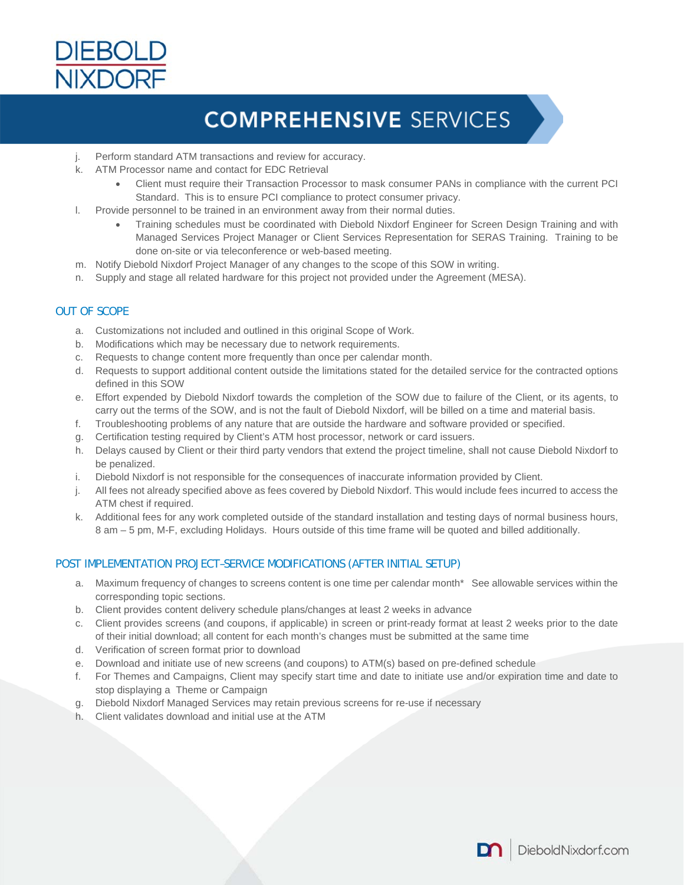j. Perform standard ATM transactions and review for accuracy.
k. ATM Processor name and contact for EDC Retrieval
   - Client must require their Transaction Processor to mask consumer PANs in compliance with the current PCI Standard. This is to ensure PCI compliance to protect consumer privacy.
l. Provide personnel to be trained in an environment away from their normal duties.
   - Training schedules must be coordinated with Diebold Nixdorf Engineer for Screen Design Training and with Managed Services Project Manager or Client Services Representation for SERAS Training. Training to be done on-site or via teleconference or web-based meeting.
m. Notify Diebold Nixdorf Project Manager of any changes to the scope of this SOW in writing.
n. Supply and stage all related hardware for this project not provided under the Agreement (MESA).

## OUT OF SCOPE

a. Customizations not included and outlined in this original Scope of Work.
b. Modifications which may be necessary due to network requirements.
c. Requests to change content more frequently than once per calendar month.
d. Requests to support additional content outside the limitations stated for the detailed service for the contracted options defined in this SOW
e. Effort expended by Diebold Nixdorf towards the completion of the SOW due to failure of the Client, or its agents, to carry out the terms of the SOW, and is not the fault of Diebold Nixdorf, will be billed on a time and material basis.
f. Troubleshooting problems of any nature that are outside the hardware and software provided or specified.
g. Certification testing required by Client's ATM host processor, network or card issuers.
h. Delays caused by Client or their third party vendors that extend the project timeline, shall not cause Diebold Nixdorf to be penalized.
i. Diebold Nixdorf is not responsible for the consequences of inaccurate information provided by Client.
j. All fees not already specified above as fees covered by Diebold Nixdorf. This would include fees incurred to access the ATM chest if required.
k. Additional fees for any work completed outside of the standard installation and testing days of normal business hours, 8 am – 5 pm, M-F, excluding Holidays. Hours outside of this time frame will be quoted and billed additionally.

## POST IMPLEMENTATION PROJECT-SERVICE MODIFICATIONS (AFTER INITIAL SETUP)

a. Maximum frequency of changes to screens content is one time per calendar month* See allowable services within the corresponding topic sections.
b. Client provides content delivery schedule plans/changes at least 2 weeks in advance
c. Client provides screens (and coupons, if applicable) in screen or print-ready format at least 2 weeks prior to the date of their initial download; all content for each month's changes must be submitted at the same time
d. Verification of screen format prior to download
e. Download and initiate use of new screens (and coupons) to ATM(s) based on pre-defined schedule
f. For Themes and Campaigns, Client may specify start time and date to initiate use and/or expiration time and date to stop displaying a Theme or Campaign
g. Diebold Nixdorf Managed Services may retain previous screens for re-use if necessary
h. Client validates download and initial use at the ATM